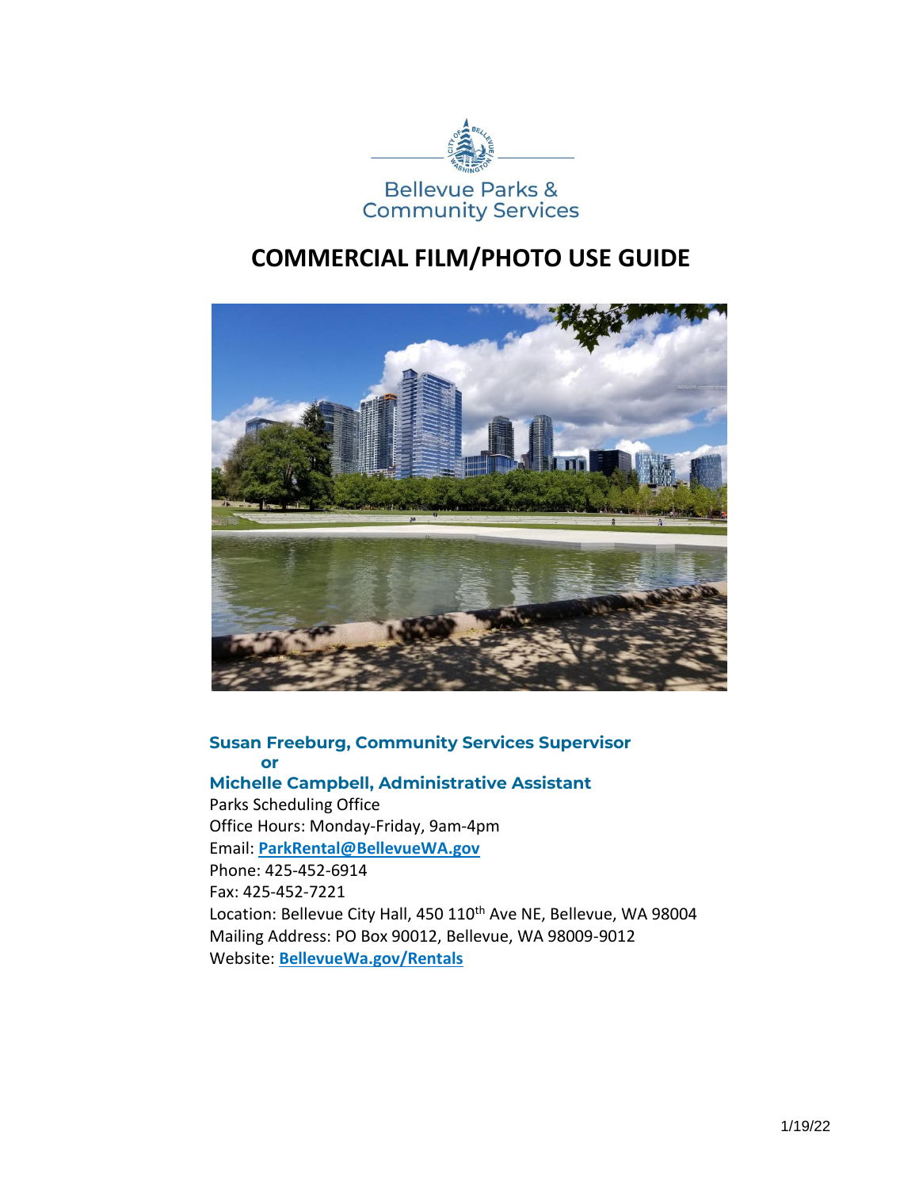Bellevue Parks & Community Services

# COMMERCIAL FILM/PHOTO USE GUIDE

**Susan Freeburg, Community Services Supervisor**
**or**
**Michelle Campbell, Administrative Assistant**

Parks Scheduling Office
Office Hours: Monday-Friday, 9am-4pm
Email: **ParkRental@BellevueWA.gov**
Phone: 425-452-6914
Fax: 425-452-7221
Location: Bellevue City Hall, 450 110th Ave NE, Bellevue, WA 98004
Mailing Address: PO Box 90012, Bellevue, WA 98009-9012
Website: **BellevueWa.gov/Rentals**

1/19/22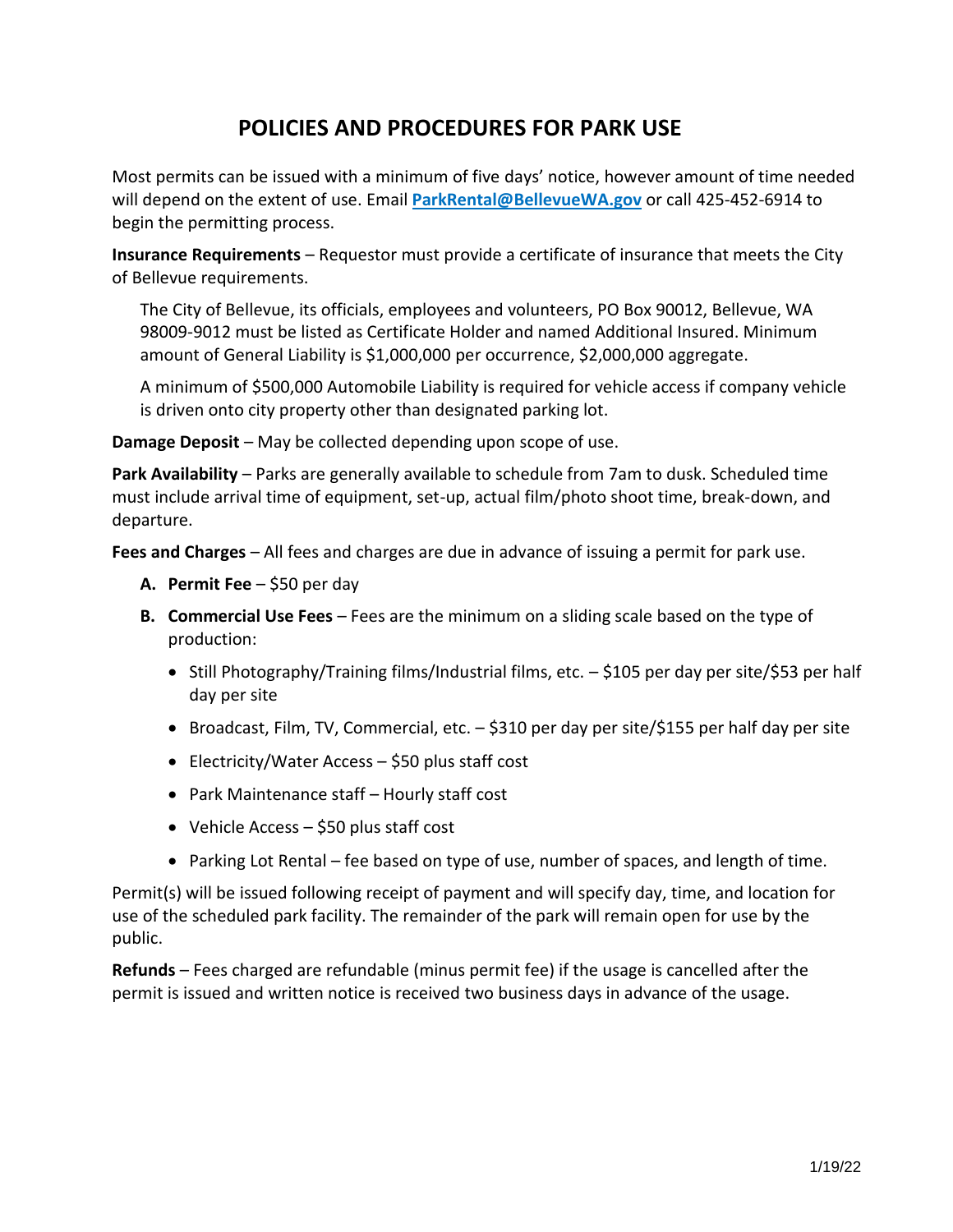# POLICIES AND PROCEDURES FOR PARK USE

Most permits can be issued with a minimum of five days' notice, however amount of time needed will depend on the extent of use. Email **ParkRental@BellevueWA.gov** or call 425-452-6914 to begin the permitting process.

**Insurance Requirements** – Requestor must provide a certificate of insurance that meets the City of Bellevue requirements.

The City of Bellevue, its officials, employees and volunteers, PO Box 90012, Bellevue, WA 98009-9012 must be listed as Certificate Holder and named Additional Insured. Minimum amount of General Liability is $1,000,000 per occurrence, $2,000,000 aggregate.

A minimum of $500,000 Automobile Liability is required for vehicle access if company vehicle is driven onto city property other than designated parking lot.

**Damage Deposit** – May be collected depending upon scope of use.

**Park Availability** – Parks are generally available to schedule from 7am to dusk. Scheduled time must include arrival time of equipment, set-up, actual film/photo shoot time, break-down, and departure.

**Fees and Charges** – All fees and charges are due in advance of issuing a permit for park use.

A. **Permit Fee** – $50 per day
B. **Commercial Use Fees** – Fees are the minimum on a sliding scale based on the type of production:
   - Still Photography/Training films/Industrial films, etc. – $105 per day per site/$53 per half day per site
   - Broadcast, Film, TV, Commercial, etc. – $310 per day per site/$155 per half day per site
   - Electricity/Water Access – $50 plus staff cost
   - Park Maintenance staff – Hourly staff cost
   - Vehicle Access – $50 plus staff cost
   - Parking Lot Rental – fee based on type of use, number of spaces, and length of time.

Permit(s) will be issued following receipt of payment and will specify day, time, and location for use of the scheduled park facility. The remainder of the park will remain open for use by the public.

**Refunds** – Fees charged are refundable (minus permit fee) if the usage is cancelled after the permit is issued and written notice is received two business days in advance of the usage.

1/19/22